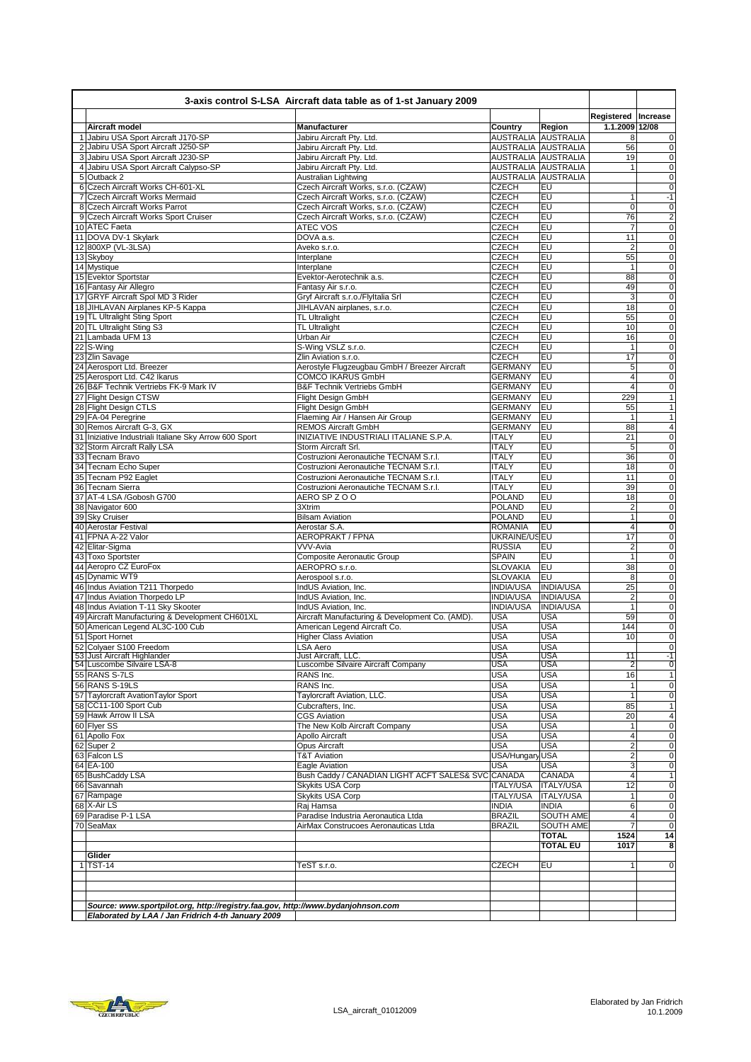## 3-axis control S-LSA Aircraft data table as of 1-st January 2009

| | Aircraft model | Manufacturer | Country | Region | Registered 1.1.2009 | Increase 12/08 |
|---|---|---|---|---|---|---|
| 1 | Jabiru USA Sport Aircraft J170-SP | Jabiru Aircraft Pty. Ltd. | AUSTRALIA | AUSTRALIA | 8 | 0 |
| 2 | Jabiru USA Sport Aircraft J250-SP | Jabiru Aircraft Pty. Ltd. | AUSTRALIA | AUSTRALIA | 56 | 0 |
| 3 | Jabiru USA Sport Aircraft J230-SP | Jabiru Aircraft Pty. Ltd. | AUSTRALIA | AUSTRALIA | 19 | 0 |
| 4 | Jabiru USA Sport Aircraft Calypso-SP | Jabiru Aircraft Pty. Ltd. | AUSTRALIA | AUSTRALIA | 1 | 0 |
| 5 | Outback 2 | Australian Lightwing | AUSTRALIA | AUSTRALIA | | 0 |
| 6 | Czech Aircraft Works CH-601-XL | Czech Aircraft Works, s.r.o. (CZAW) | CZECH | EU | | 0 |
| 7 | Czech Aircraft Works Mermaid | Czech Aircraft Works, s.r.o. (CZAW) | CZECH | EU | 1 | -1 |
| 8 | Czech Aircraft Works Parrot | Czech Aircraft Works, s.r.o. (CZAW) | CZECH | EU | 0 | 0 |
| 9 | Czech Aircraft Works Sport Cruiser | Czech Aircraft Works, s.r.o. (CZAW) | CZECH | EU | 76 | 2 |
| 10 | ATEC Faeta | ATEC VOS | CZECH | EU | 7 | 0 |
| 11 | DOVA DV-1 Skylark | DOVA a.s. | CZECH | EU | 11 | 0 |
| 12 | 800XP (VL-3LSA) | Aveko s.r.o. | CZECH | EU | 2 | 0 |
| 13 | Skyboy | Interplane | CZECH | EU | 55 | 0 |
| 14 | Mystique | Interplane | CZECH | EU | 1 | 0 |
| 15 | Evektor Sportstar | Evektor-Aerotechnik a.s. | CZECH | EU | 88 | 0 |
| 16 | Fantasy Air Allegro | Fantasy Air s.r.o. | CZECH | EU | 49 | 0 |
| 17 | GRYF Aircraft Spol MD 3 Rider | Gryf Aircraft s.r.o./FlyItalia Srl | CZECH | EU | 3 | 0 |
| 18 | JIHLAVAN Airplanes KP-5 Kappa | JIHLAVAN airplanes, s.r.o. | CZECH | EU | 18 | 0 |
| 19 | TL Ultralight Sting Sport | TL Ultralight | CZECH | EU | 55 | 0 |
| 20 | TL Ultralight Sting S3 | TL Ultralight | CZECH | EU | 10 | 0 |
| 21 | Lambada UFM 13 | Urban Air | CZECH | EU | 16 | 0 |
| 22 | S-Wing | S-Wing VSLZ s.r.o. | CZECH | EU | 1 | 0 |
| 23 | Zlin Savage | Zlin Aviation s.r.o. | CZECH | EU | 17 | 0 |
| 24 | Aerosport Ltd. Breezer | Aerostyle Flugzeugbau GmbH / Breezer Aircraft | GERMANY | EU | 5 | 0 |
| 25 | Aerosport Ltd. C42 Ikarus | COMCO IKARUS GmbH | GERMANY | EU | 4 | 0 |
| 26 | B&F Technik Vertriebs FK-9 Mark IV | B&F Technik Vertriebs GmbH | GERMANY | EU | 4 | 0 |
| 27 | Flight Design CTSW | Flight Design GmbH | GERMANY | EU | 229 | 1 |
| 28 | Flight Design CTLS | Flight Design GmbH | GERMANY | EU | 55 | 1 |
| 29 | FA-04 Peregrine | Flaeming Air / Hansen Air Group | GERMANY | EU | 1 | 1 |
| 30 | Remos Aircraft G-3, GX | REMOS Aircraft GmbH | GERMANY | EU | 88 | 4 |
| 31 | Iniziative Industriali Italiane Sky Arrow 600 Sport | INIZIATIVE INDUSTRIALI ITALIANE S.P.A. | ITALY | EU | 21 | 0 |
| 32 | Storm Aircraft Rally LSA | Storm Aircraft Srl. | ITALY | EU | 5 | 0 |
| 33 | Tecnam Bravo | Costruzioni Aeronautiche TECNAM S.r.l. | ITALY | EU | 36 | 0 |
| 34 | Tecnam Echo Super | Costruzioni Aeronautiche TECNAM S.r.l. | ITALY | EU | 18 | 0 |
| 35 | Tecnam P92 Eaglet | Costruzioni Aeronautiche TECNAM S.r.l. | ITALY | EU | 11 | 0 |
| 36 | Tecnam Sierra | Costruzioni Aeronautiche TECNAM S.r.l. | ITALY | EU | 39 | 0 |
| 37 | AT-4 LSA /Gobosh G700 | AERO SP Z O O | POLAND | EU | 18 | 0 |
| 38 | Navigator 600 | 3Xtrim | POLAND | EU | 2 | 0 |
| 39 | Sky Cruiser | Bilsam Aviation | POLAND | EU | 1 | 0 |
| 40 | Aerostar Festival | Aerostar S.A. | ROMANIA | EU | 4 | 0 |
| 41 | FPNA A-22 Valor | AEROPRAKT / FPNA | UKRAINE/US | EU | 17 | 0 |
| 42 | Elitar-Sigma | VVV-Avia | RUSSIA | EU | 2 | 0 |
| 43 | Toxo Sportster | Composite Aeronautic Group | SPAIN | EU | 1 | 0 |
| 44 | Aeropro CZ EuroFox | AEROPRO s.r.o. | SLOVAKIA | EU | 38 | 0 |
| 45 | Dynamic WT9 | Aerospool s.r.o. | SLOVAKIA | EU | 8 | 0 |
| 46 | Indus Aviation T211 Thorpedo | IndUS Aviation, Inc. | INDIA/USA | INDIA/USA | 25 | 0 |
| 47 | Indus Aviation Thorpedo LP | IndUS Aviation, Inc. | INDIA/USA | INDIA/USA | 2 | 0 |
| 48 | Indus Aviation T-11 Sky Skooter | IndUS Aviation, Inc. | INDIA/USA | INDIA/USA | 1 | 0 |
| 49 | Aircraft Manufacturing & Development CH601XL | Aircraft Manufacturing & Development Co. (AMD). | USA | USA | 59 | 0 |
| 50 | American Legend AL3C-100 Cub | American Legend Aircraft Co. | USA | USA | 144 | 0 |
| 51 | Sport Hornet | Higher Class Aviation | USA | USA | 10 | 0 |
| 52 | Colyaer S100 Freedom | LSA Aero | USA | USA | | 0 |
| 53 | Just Aircraft Highlander | Just Aircraft, LLC. | USA | USA | 11 | -1 |
| 54 | Luscombe Silvaire LSA-8 | Luscombe Silvaire Aircraft Company | USA | USA | 2 | 0 |
| 55 | RANS S-7LS | RANS Inc. | USA | USA | 16 | 1 |
| 56 | RANS S-19LS | RANS Inc. | USA | USA | 1 | 0 |
| 57 | Taylorcraft AvationTaylor Sport | Taylorcraft Aviation, LLC. | USA | USA | 1 | 0 |
| 58 | CC11-100 Sport Cub | Cubcrafters, Inc. | USA | USA | 85 | 1 |
| 59 | Hawk Arrow II LSA | CGS Aviation | USA | USA | 20 | 4 |
| 60 | Flyer SS | The New Kolb Aircraft Company | USA | USA | 1 | 0 |
| 61 | Apollo Fox | Apollo Aircraft | USA | USA | 4 | 0 |
| 62 | Super 2 | Opus Aircraft | USA | USA | 2 | 0 |
| 63 | Falcon LS | T&T Aviation | USA/Hungary | USA | 2 | 0 |
| 64 | EA-100 | Eagle Aviation | USA | USA | 3 | 0 |
| 65 | BushCaddy LSA | Bush Caddy / CANADIAN LIGHT ACFT SALES& SVC | CANADA | CANADA | 4 | 1 |
| 66 | Savannah | Skykits USA Corp | ITALY/USA | ITALY/USA | 12 | 0 |
| 67 | Rampage | Skykits USA Corp | ITALY/USA | ITALY/USA | 1 | 0 |
| 68 | X-Air LS | Raj Hamsa | INDIA | INDIA | 6 | 0 |
| 69 | Paradise P-1 LSA | Paradise Industria Aeronautica Ltda | BRAZIL | SOUTH AME | 4 | 0 |
| 70 | SeaMax | AirMax Construcoes Aeronauticas Ltda | BRAZIL | SOUTH AME | 7 | 0 |
| | | | | **TOTAL** | **1524** | **14** |
| | | | | **TOTAL EU** | **1017** | **8** |
| | **Glider** | | | | | |
| 1 | TST-14 | TeST s.r.o. | CZECH | EU | 1 | 0 |

***Source: www.sportpilot.org, http://registry.faa.gov, http://www.bydanjohnson.com***

***Elaborated by LAA / Jan Fridrich 4-th January 2009***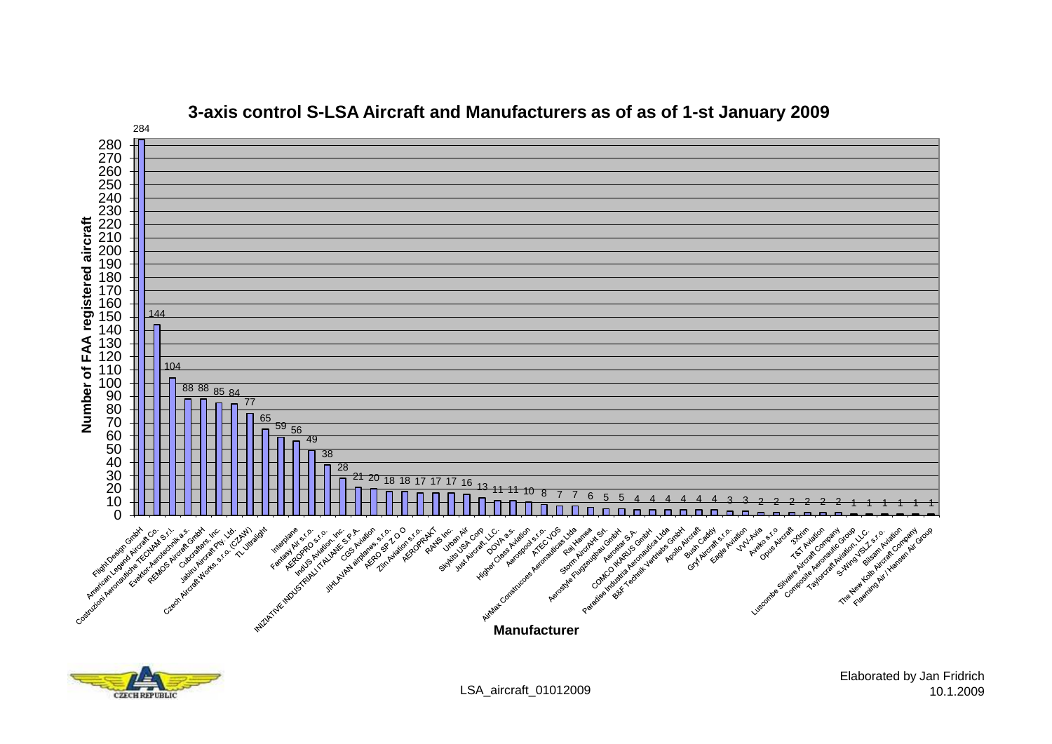## 3-axis control S-LSA Aircraft and Manufacturers as of as of 1-st January 2009

| Manufacturer | Number of FAA registered aircraft |
|---|---|
| Flight Design GmbH | 284 |
| American Legend Aircraft Co. | 144 |
| Costruzioni Aeronautiche TECNAM S.r.l. | 104 |
| Evektor-Aerotechnik a.s. | 88 |
| REMOS Aircraft GmbH | 88 |
| Cubcrafters, Inc. | 85 |
| Jabiru Aircraft Pty. Ltd. | 84 |
| Czech Aircraft Works, s.r.o. (CZAW) | 77 |
| TL Ultralight | 65 |
| Interplane | 59 |
| Fantasy Air s.r.o. | 56 |
| AEROPRO s.r.o. | 49 |
| IndUS Aviation, Inc. | 38 |
| INIZIATIVE INDUSTRIALI ITALIANE S.P.A. | 28 |
| CGS Aviation | 21 |
| JIHLAVAN airplanes, s.r.o. | 20 |
| AERO SP Z O O | 18 |
| Zlin Aviation s.r.o. | 18 |
| AEROPRAKT | 17 |
| RANS Inc. | 17 |
| Urban Air | 17 |
| Skykits USA Corp | 16 |
| Just Aircraft, LLC. | 13 |
| DOVA a.s. | 11 |
| Higher Class Aviation | 11 |
| Aerospool s.r.o. | 10 |
| ATEC VOS | 8 |
| AirMax Construcoes Aeronauticas Ltda | 7 |
| Raj Hamsa | 7 |
| Storm AircrAHt Srl. | 6 |
| Aerostyle Flugzeugbau GmbH | 5 |
| Aerostar S.A. | 5 |
| COMCO IKARUS GmbH | 4 |
| Paradise Industria Aeronautica Ltda | 4 |
| B&F Technik Vertriebs GmbH | 4 |
| Apollo Aircraft | 4 |
| Bush Caddy | 4 |
| Gryf Aircraft s.r.o. | 4 |
| Eagle Aviation | 4 |
| VVV-Avia | 3 |
| Aveko s.r.o | 3 |
| Opus Aircraft | 2 |
| 3Xtrim | 2 |
| T&T Aviation | 2 |
| Luscombe Silvaire Aircraft Company | 2 |
| Composite Aeronautic Group | 2 |
| Taylorcraft Aviation, LLC. | 2 |
| S-Wing VSLZ s.r.o. | 1 |
| Bilsam Aviation | 1 |
| The New Kolb Aircraft Company | 1 |
| Flaeming Air / Hansen Air Group | 1 |

LSA_aircraft_01012009

Elaborated by Jan Fridrich
10.1.2009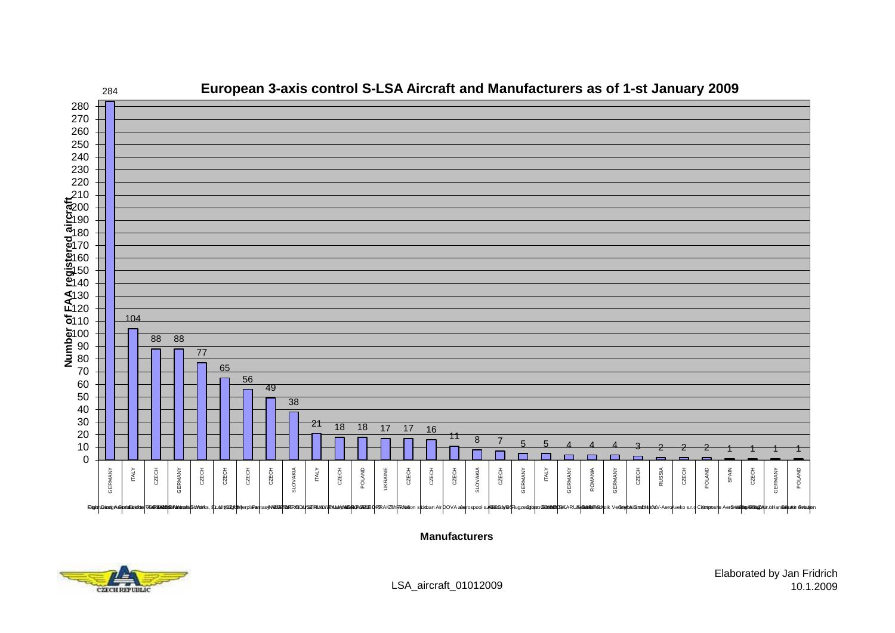# European 3-axis control S-LSA Aircraft and Manufacturers as of 1-st January 2009

| Country | Number of FAA registered aircraft |
|---|---|
| GERMANY | 284 |
| ITALY | 104 |
| CZECH | 88 |
| GERMANY | 88 |
| CZECH | 77 |
| CZECH | 65 |
| CZECH | 56 |
| CZECH | 49 |
| SLOVAKIA | 38 |
| ITALY | 21 |
| CZECH | 18 |
| POLAND | 18 |
| UKRAINE | 17 |
| CZECH | 17 |
| CZECH | 16 |
| CZECH | 11 |
| SLOVAKIA | 8 |
| CZECH | 7 |
| GERMANY | 5 |
| ITALY | 5 |
| GERMANY | 4 |
| ROMANIA | 4 |
| GERMANY | 4 |
| CZECH | 3 |
| RUSSIA | 2 |
| CZECH | 2 |
| POLAND | 2 |
| SPAIN | 1 |
| CZECH | 1 |
| GERMANY | 1 |
| POLAND | 1 |

Manufacturers

LSA_aircraft_01012009

Elaborated by Jan Fridrich
10.1.2009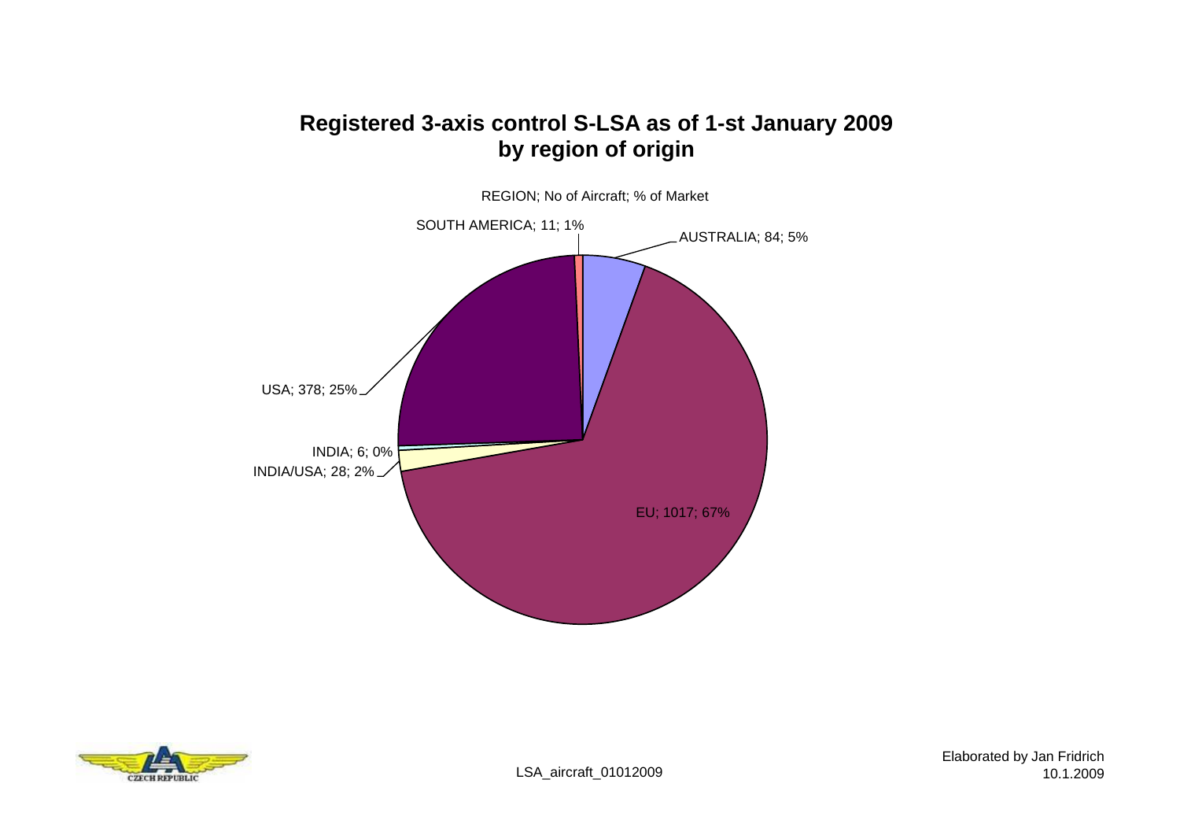# Registered 3-axis control S-LSA as of 1-st January 2009 by region of origin

REGION; No of Aircraft; % of Market

SOUTH AMERICA; 11; 1%

AUSTRALIA; 84; 5%

USA; 378; 25%

INDIA; 6; 0%

INDIA/USA; 28; 2%

EU; 1017; 67%

CZECH REPUBLIC

LSA_aircraft_01012009

Elaborated by Jan Fridrich
10.1.2009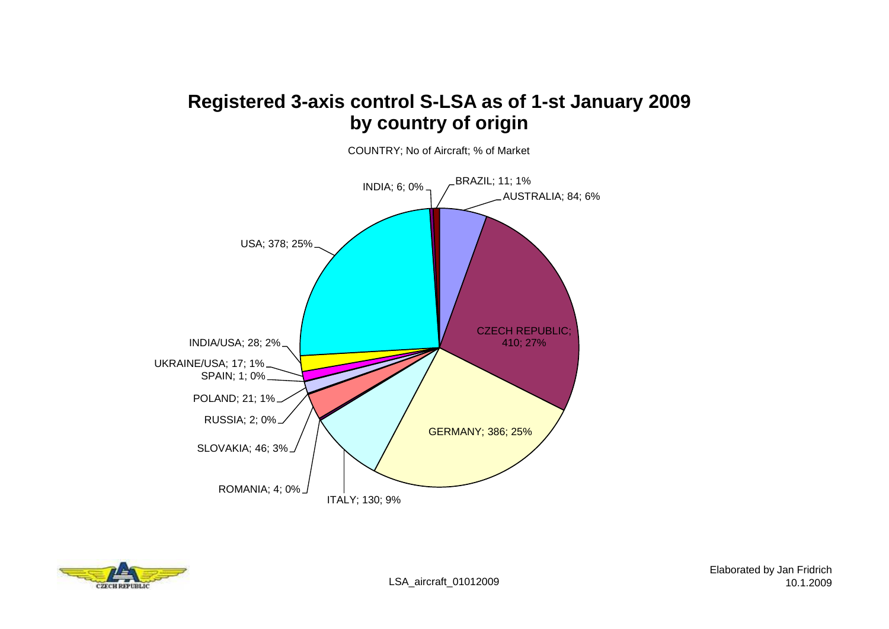# Registered 3-axis control S-LSA as of 1-st January 2009 by country of origin

COUNTRY; No of Aircraft; % of Market

- INDIA; 6; 0%
- BRAZIL; 11; 1%
- AUSTRALIA; 84; 6%
- CZECH REPUBLIC; 410; 27%
- GERMANY; 386; 25%
- ITALY; 130; 9%
- ROMANIA; 4; 0%
- SLOVAKIA; 46; 3%
- RUSSIA; 2; 0%
- POLAND; 21; 1%
- SPAIN; 1; 0%
- UKRAINE/USA; 17; 1%
- INDIA/USA; 28; 2%
- USA; 378; 25%

LSA_aircraft_01012009

Elaborated by Jan Fridrich
10.1.2009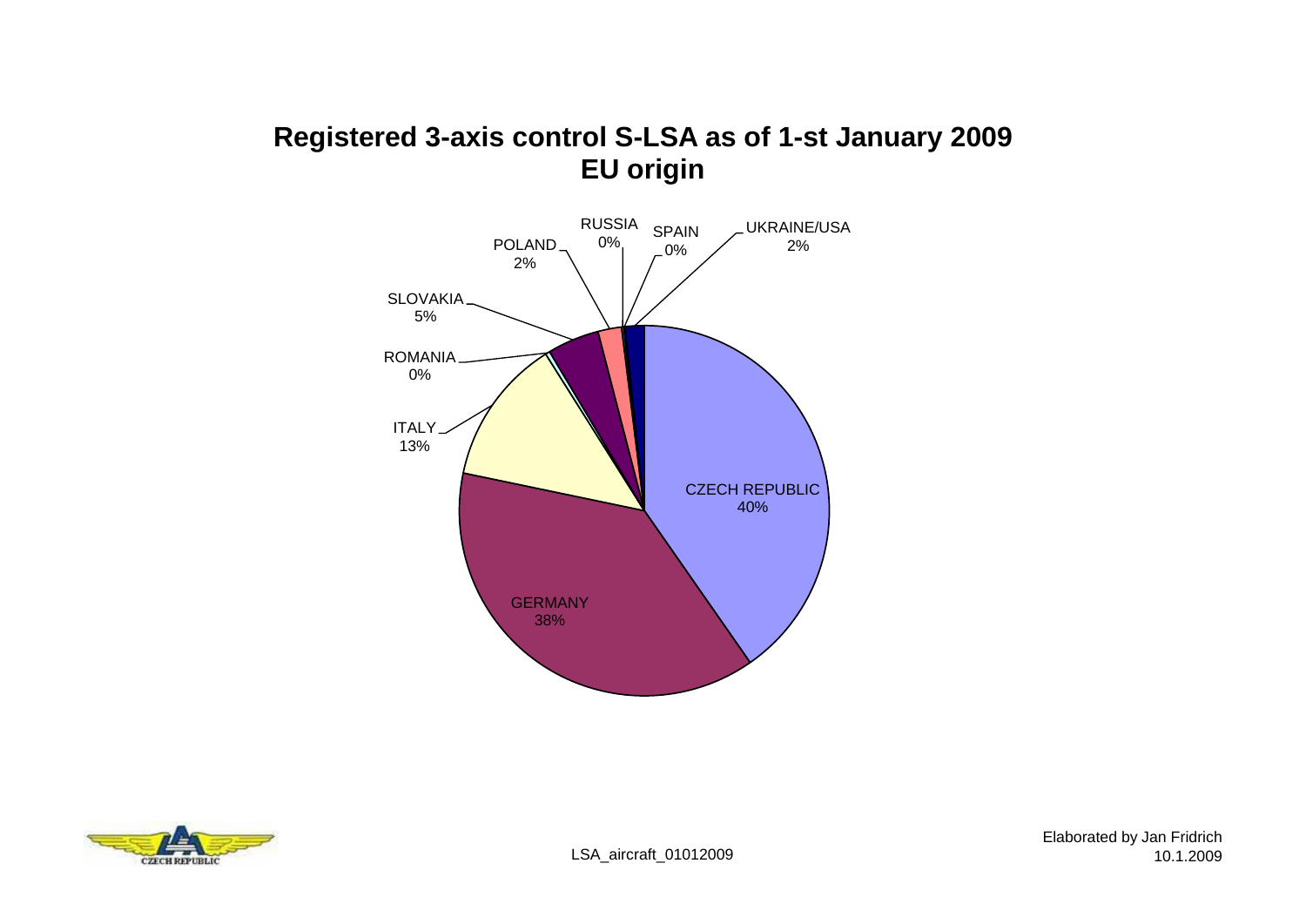# Registered 3-axis control S-LSA as of 1-st January 2009
## EU origin

CZECH REPUBLIC 40%

GERMANY 38%

ITALY 13%

ROMANIA 0%

SLOVAKIA 5%

POLAND 2%

RUSSIA 0%

SPAIN 0%

UKRAINE/USA 2%

LSA_aircraft_01012009

Elaborated by Jan Fridrich
10.1.2009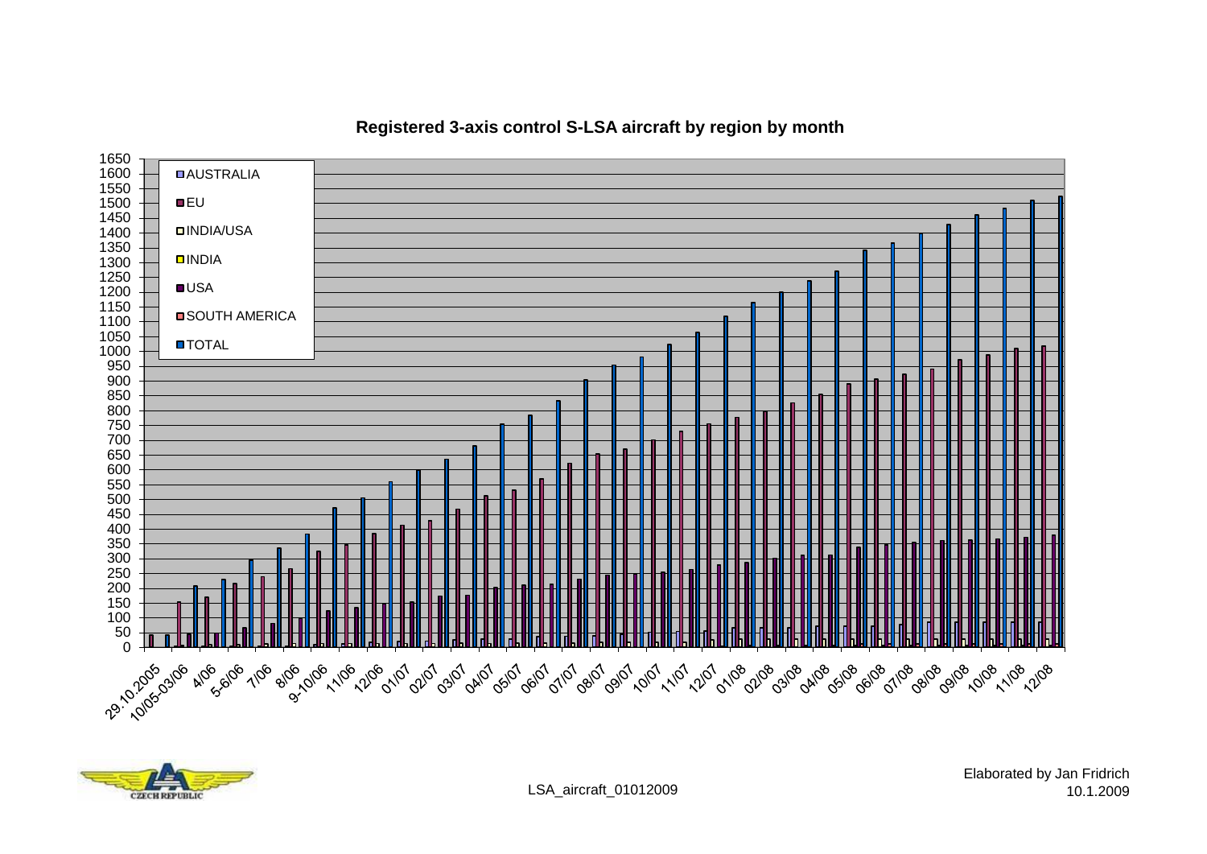**Registered 3-axis control S-LSA aircraft by region by month**

- AUSTRALIA
- EU
- INDIA/USA
- INDIA
- USA
- SOUTH AMERICA
- TOTAL

LSA_aircraft_01012009

Elaborated by Jan Fridrich
10.1.2009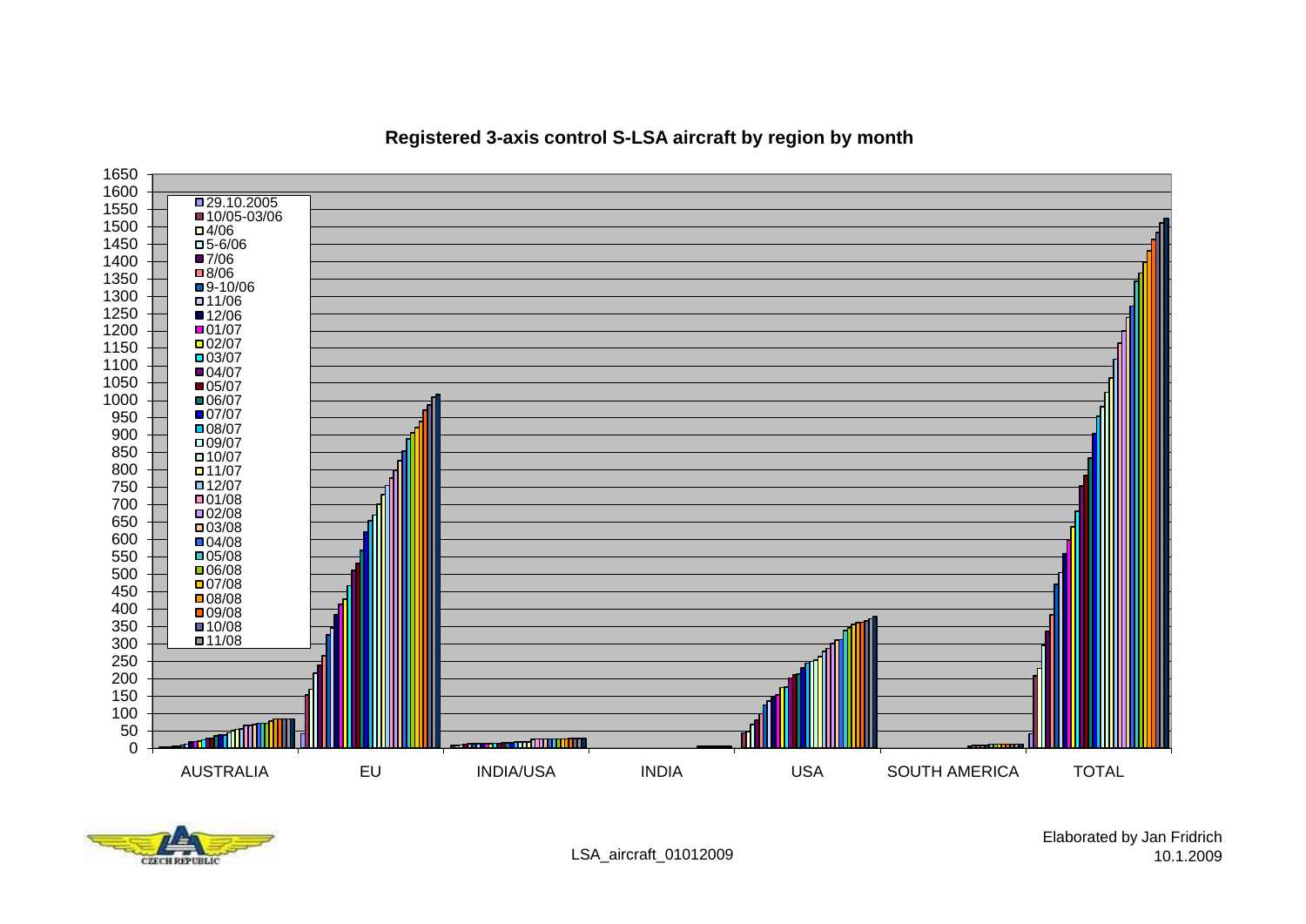## Registered 3-axis control S-LSA aircraft by region by month

Legend: 29.10.2005, 10/05-03/06, 4/06, 5-6/06, 7/06, 8/06, 9-10/06, 11/06, 12/06, 01/07, 02/07, 03/07, 04/07, 05/07, 06/07, 07/07, 08/07, 09/07, 10/07, 11/07, 12/07, 01/08, 02/08, 03/08, 04/08, 05/08, 06/08, 07/08, 08/08, 09/08, 10/08, 11/08

Y-axis: 0 – 1650

X-axis: AUSTRALIA, EU, INDIA/USA, INDIA, USA, SOUTH AMERICA, TOTAL

LSA_aircraft_01012009

Elaborated by Jan Fridrich
10.1.2009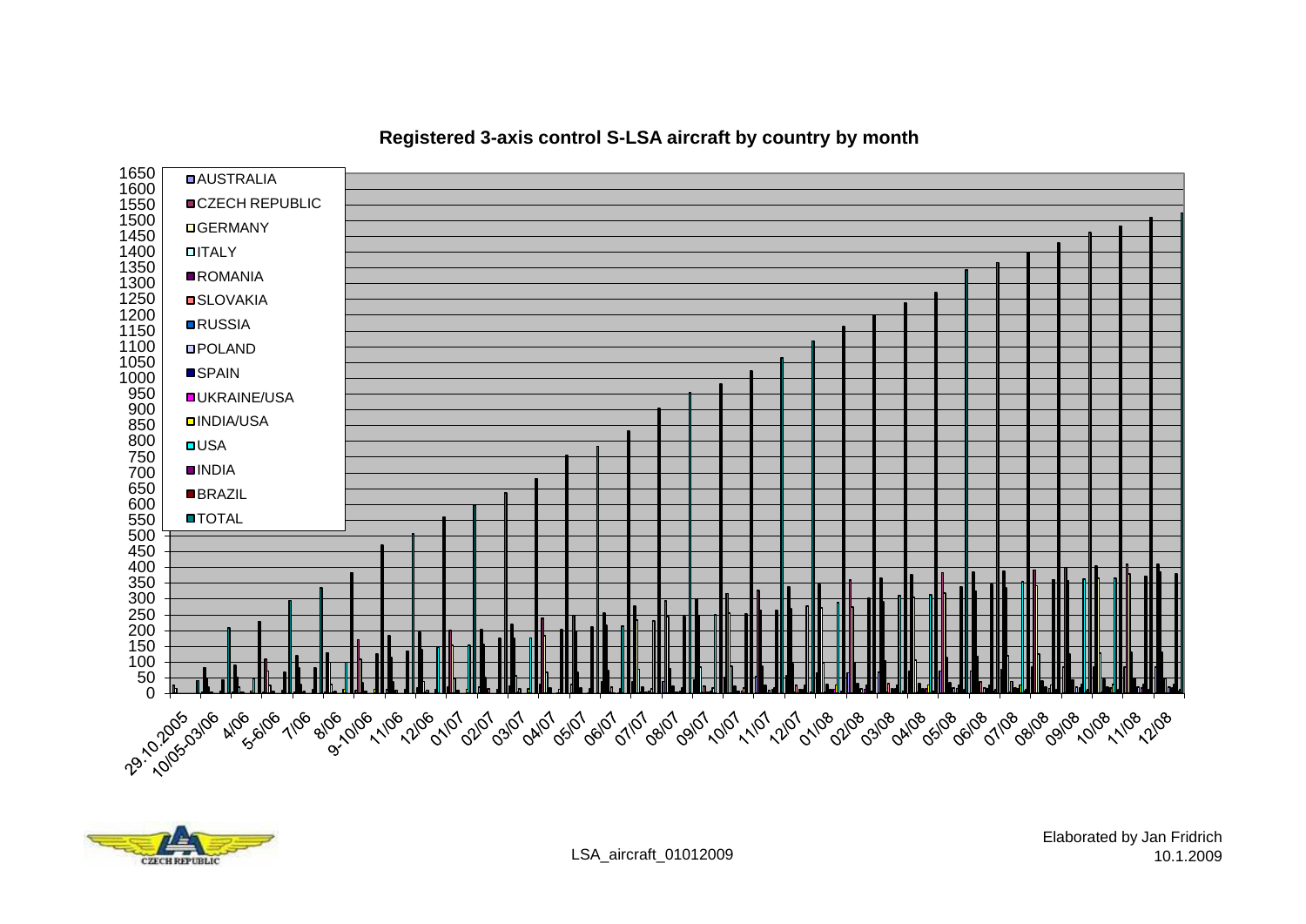## Registered 3-axis control S-LSA aircraft by country by month

AUSTRALIA
CZECH REPUBLIC
GERMANY
ITALY
ROMANIA
SLOVAKIA
RUSSIA
POLAND
SPAIN
UKRAINE/USA
INDIA/USA
USA
INDIA
BRAZIL
TOTAL

1650, 1600, 1550, 1500, 1450, 1400, 1350, 1300, 1250, 1200, 1150, 1100, 1050, 1000, 950, 900, 850, 800, 750, 700, 650, 600, 550, 500, 450, 400, 350, 300, 250, 200, 150, 100, 50, 0

29.10.2005, 10/05-03/06, 4/06, 5-6/06, 7/06, 8/06, 9-10/06, 11/06, 12/06, 01/07, 02/07, 03/07, 04/07, 05/07, 06/07, 07/07, 08/07, 09/07, 10/07, 11/07, 12/07, 01/08, 02/08, 03/08, 04/08, 05/08, 06/08, 07/08, 08/08, 09/08, 10/08, 11/08, 12/08

LSA_aircraft_01012009

Elaborated by Jan Fridrich
10.1.2009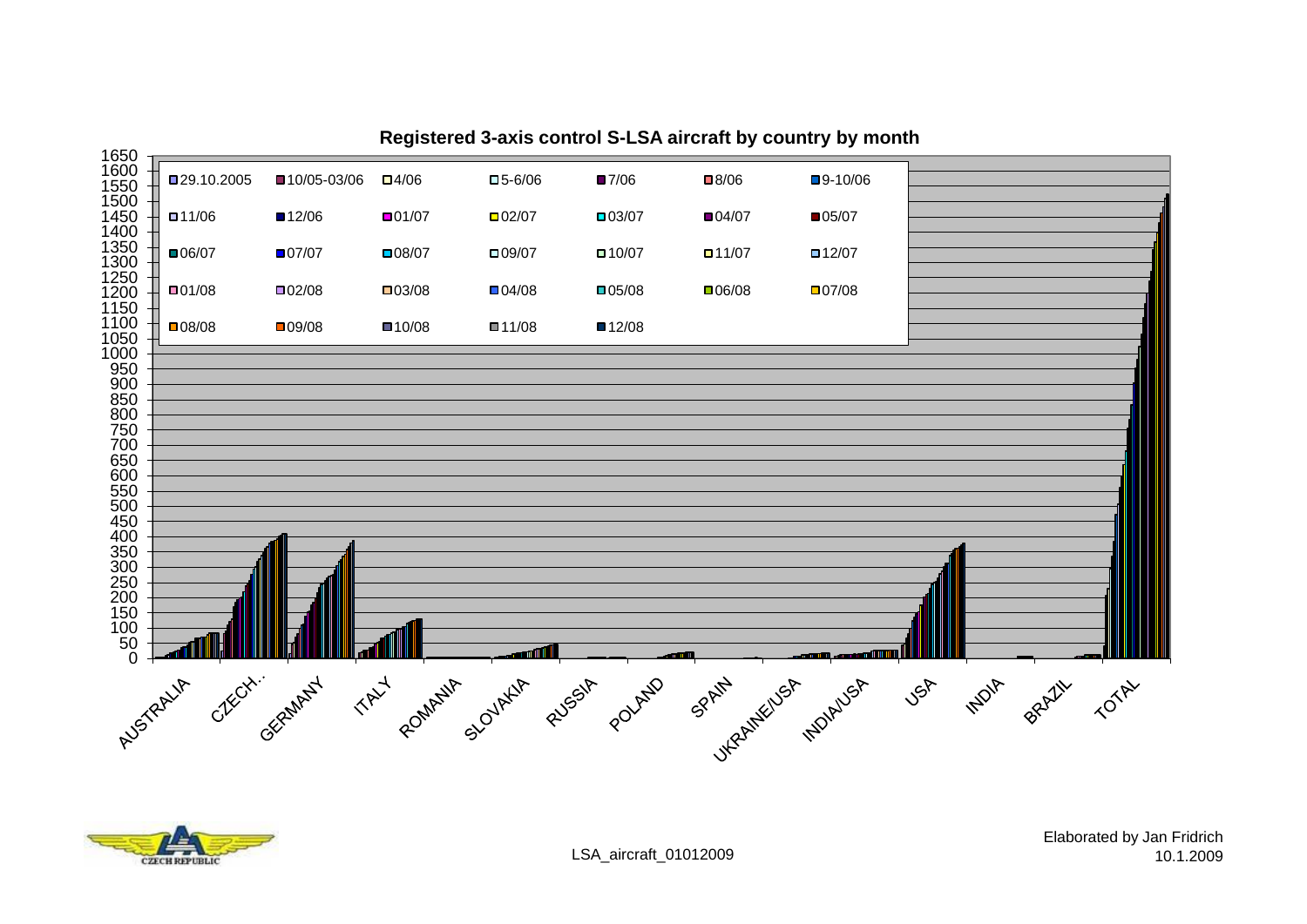**Registered 3-axis control S-LSA aircraft by country by month**

Legend: 29.10.2005, 10/05-03/06, 4/06, 5-6/06, 7/06, 8/06, 9-10/06, 11/06, 12/06, 01/07, 02/07, 03/07, 04/07, 05/07, 06/07, 07/07, 08/07, 09/07, 10/07, 11/07, 12/07, 01/08, 02/08, 03/08, 04/08, 05/08, 06/08, 07/08, 08/08, 09/08, 10/08, 11/08, 12/08

Countries: AUSTRALIA, CZECH.., GERMANY, ITALY, ROMANIA, SLOVAKIA, RUSSIA, POLAND, SPAIN, UKRAINE/USA, INDIA/USA, USA, INDIA, BRAZIL, TOTAL

Y-axis: 0 – 1650

LSA_aircraft_01012009

Elaborated by Jan Fridrich
10.1.2009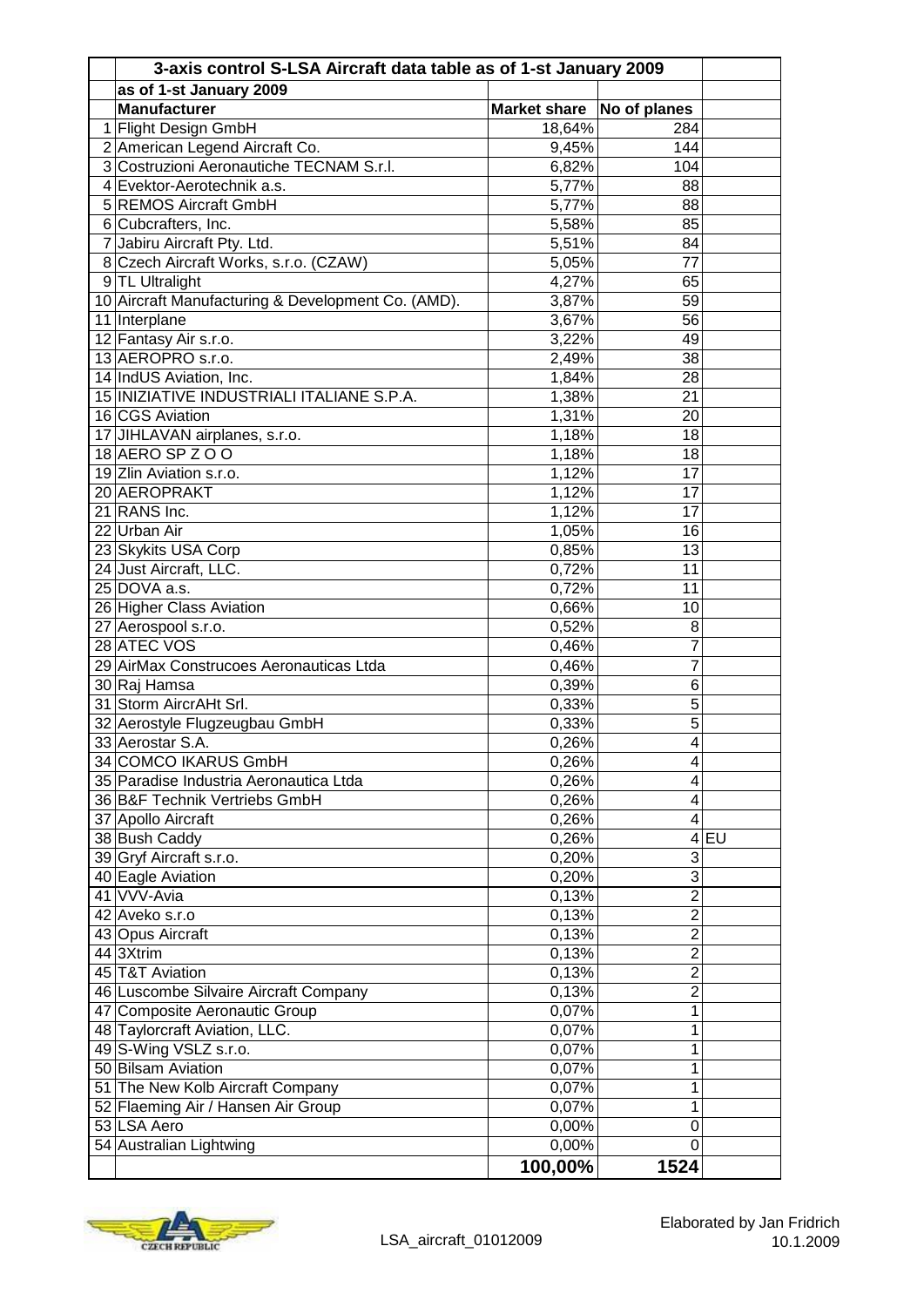| | 3-axis control S-LSA Aircraft data table as of 1-st January 2009 | | | |
|---|---|---|---|---|
| | as of 1-st January 2009 | | | |
| | **Manufacturer** | **Market share** | **No of planes** | |
| 1 | Flight Design GmbH | 18,64% | 284 | |
| 2 | American Legend Aircraft Co. | 9,45% | 144 | |
| 3 | Costruzioni Aeronautiche TECNAM S.r.l. | 6,82% | 104 | |
| 4 | Evektor-Aerotechnik a.s. | 5,77% | 88 | |
| 5 | REMOS Aircraft GmbH | 5,77% | 88 | |
| 6 | Cubcrafters, Inc. | 5,58% | 85 | |
| 7 | Jabiru Aircraft Pty. Ltd. | 5,51% | 84 | |
| 8 | Czech Aircraft Works, s.r.o. (CZAW) | 5,05% | 77 | |
| 9 | TL Ultralight | 4,27% | 65 | |
| 10 | Aircraft Manufacturing & Development Co. (AMD). | 3,87% | 59 | |
| 11 | Interplane | 3,67% | 56 | |
| 12 | Fantasy Air s.r.o. | 3,22% | 49 | |
| 13 | AEROPRO s.r.o. | 2,49% | 38 | |
| 14 | IndUS Aviation, Inc. | 1,84% | 28 | |
| 15 | INIZIATIVE INDUSTRIALI ITALIANE S.P.A. | 1,38% | 21 | |
| 16 | CGS Aviation | 1,31% | 20 | |
| 17 | JIHLAVAN airplanes, s.r.o. | 1,18% | 18 | |
| 18 | AERO SP Z O O | 1,18% | 18 | |
| 19 | Zlin Aviation s.r.o. | 1,12% | 17 | |
| 20 | AEROPRAKT | 1,12% | 17 | |
| 21 | RANS Inc. | 1,12% | 17 | |
| 22 | Urban Air | 1,05% | 16 | |
| 23 | Skykits USA Corp | 0,85% | 13 | |
| 24 | Just Aircraft, LLC. | 0,72% | 11 | |
| 25 | DOVA a.s. | 0,72% | 11 | |
| 26 | Higher Class Aviation | 0,66% | 10 | |
| 27 | Aerospool s.r.o. | 0,52% | 8 | |
| 28 | ATEC VOS | 0,46% | 7 | |
| 29 | AirMax Construcoes Aeronauticas Ltda | 0,46% | 7 | |
| 30 | Raj Hamsa | 0,39% | 6 | |
| 31 | Storm AircrAHt Srl. | 0,33% | 5 | |
| 32 | Aerostyle Flugzeugbau GmbH | 0,33% | 5 | |
| 33 | Aerostar S.A. | 0,26% | 4 | |
| 34 | COMCO IKARUS GmbH | 0,26% | 4 | |
| 35 | Paradise Industria Aeronautica Ltda | 0,26% | 4 | |
| 36 | B&F Technik Vertriebs GmbH | 0,26% | 4 | |
| 37 | Apollo Aircraft | 0,26% | 4 | |
| 38 | Bush Caddy | 0,26% | 4 | EU |
| 39 | Gryf Aircraft s.r.o. | 0,20% | 3 | |
| 40 | Eagle Aviation | 0,20% | 3 | |
| 41 | VVV-Avia | 0,13% | 2 | |
| 42 | Aveko s.r.o | 0,13% | 2 | |
| 43 | Opus Aircraft | 0,13% | 2 | |
| 44 | 3Xtrim | 0,13% | 2 | |
| 45 | T&T Aviation | 0,13% | 2 | |
| 46 | Luscombe Silvaire Aircraft Company | 0,13% | 2 | |
| 47 | Composite Aeronautic Group | 0,07% | 1 | |
| 48 | Taylorcraft Aviation, LLC. | 0,07% | 1 | |
| 49 | S-Wing VSLZ s.r.o. | 0,07% | 1 | |
| 50 | Bilsam Aviation | 0,07% | 1 | |
| 51 | The New Kolb Aircraft Company | 0,07% | 1 | |
| 52 | Flaeming Air / Hansen Air Group | 0,07% | 1 | |
| 53 | LSA Aero | 0,00% | 0 | |
| 54 | Australian Lightwing | 0,00% | 0 | |
| | | **100,00%** | **1524** | |

LSA_aircraft_01012009

Elaborated by Jan Fridrich
10.1.2009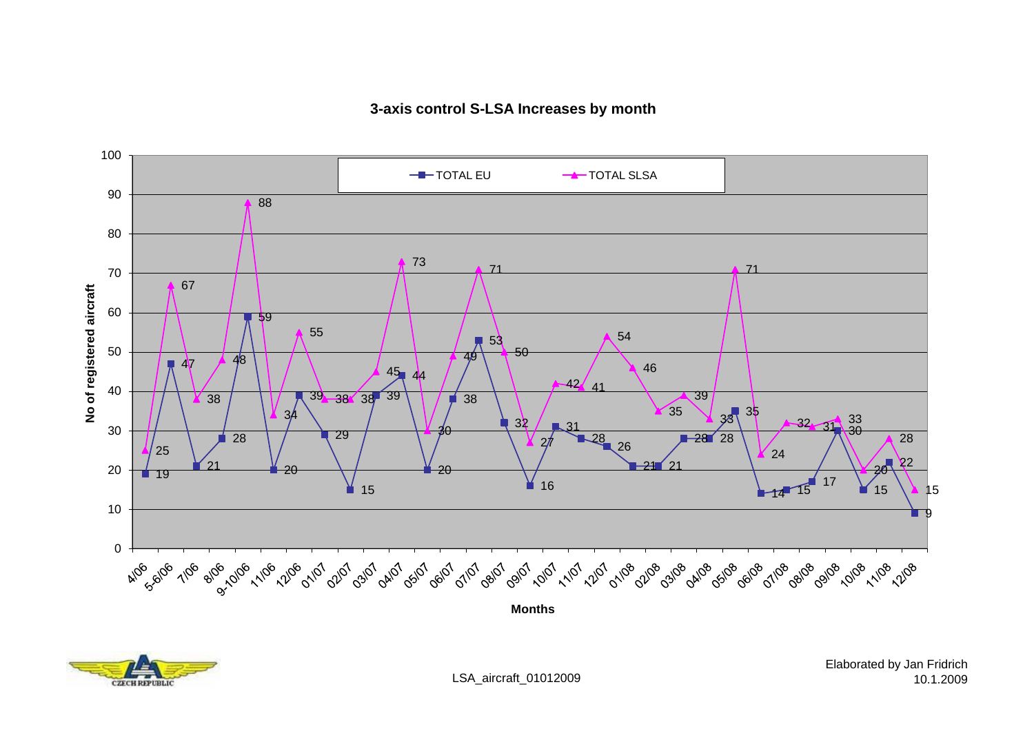# 3-axis control S-LSA Increases by month

TOTAL EU
TOTAL SLSA

No of registered aircraft

100
90
80
70
60
50
40
30
20
10
0

4/06 5-6/06 7/06 8/06 9-10/06 11/06 12/06 01/07 02/07 03/07 04/07 05/07 06/07 07/07 08/07 09/07 10/07 11/07 12/07 01/08 02/08 03/08 04/08 05/08 06/08 07/08 08/08 09/08 10/08 11/08 12/08

Months

TOTAL SLSA: 25 67 38 48 88 34 55 38 38 45 73 30 49 71 50 27 42 41 54 46 35 39 33 71 24 32 31 33 20 28 15

TOTAL EU: 19 47 21 28 59 20 39 29 15 39 44 20 38 53 32 16 31 28 26 21 21 28 28 35 14 15 17 30 15 22 9

LSA_aircraft_01012009

Elaborated by Jan Fridrich
10.1.2009